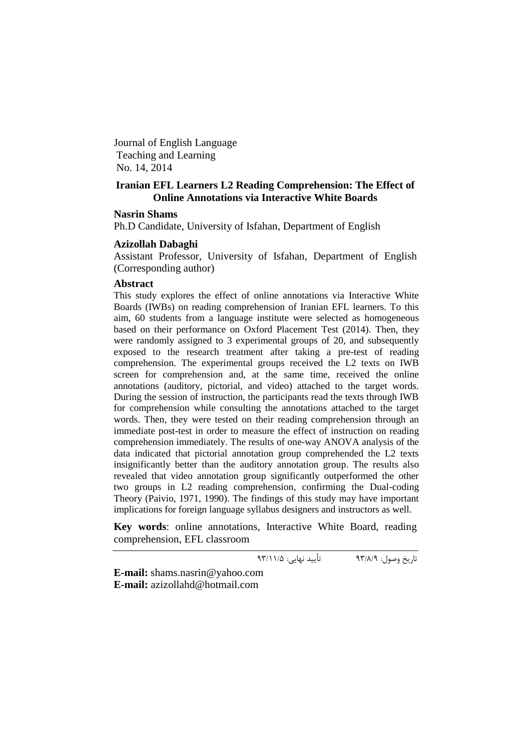Journal of English Language
Teaching and Learning
No. 14, 2014

# Iranian EFL Learners L2 Reading Comprehension: The Effect of Online Annotations via Interactive White Boards

**Nasrin Shams**

Ph.D Candidate, University of Isfahan, Department of English

**Azizollah Dabaghi**

Assistant Professor, University of Isfahan, Department of English (Corresponding author)

## Abstract

This study explores the effect of online annotations via Interactive White Boards (IWBs) on reading comprehension of Iranian EFL learners. To this aim, 60 students from a language institute were selected as homogeneous based on their performance on Oxford Placement Test (2014). Then, they were randomly assigned to 3 experimental groups of 20, and subsequently exposed to the research treatment after taking a pre-test of reading comprehension. The experimental groups received the L2 texts on IWB screen for comprehension and, at the same time, received the online annotations (auditory, pictorial, and video) attached to the target words. During the session of instruction, the participants read the texts through IWB for comprehension while consulting the annotations attached to the target words. Then, they were tested on their reading comprehension through an immediate post-test in order to measure the effect of instruction on reading comprehension immediately. The results of one-way ANOVA analysis of the data indicated that pictorial annotation group comprehended the L2 texts insignificantly better than the auditory annotation group. The results also revealed that video annotation group significantly outperformed the other two groups in L2 reading comprehension, confirming the Dual-coding Theory (Paivio, 1971, 1990). The findings of this study may have important implications for foreign language syllabus designers and instructors as well.

**Key words**: online annotations, Interactive White Board, reading comprehension, EFL classroom

---

تاریخ وصول: ۹۳/۸/۹ تأیید نهایی: ۹۳/۱۱/۵

**E-mail:** shams.nasrin@yahoo.com
**E-mail:** azizollahd@hotmail.com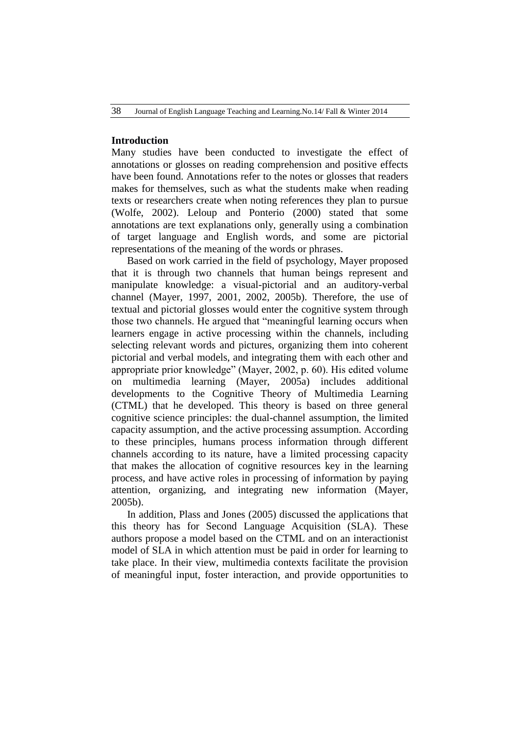## Introduction

Many studies have been conducted to investigate the effect of annotations or glosses on reading comprehension and positive effects have been found. Annotations refer to the notes or glosses that readers makes for themselves, such as what the students make when reading texts or researchers create when noting references they plan to pursue (Wolfe, 2002). Leloup and Ponterio (2000) stated that some annotations are text explanations only, generally using a combination of target language and English words, and some are pictorial representations of the meaning of the words or phrases.

Based on work carried in the field of psychology, Mayer proposed that it is through two channels that human beings represent and manipulate knowledge: a visual-pictorial and an auditory-verbal channel (Mayer, 1997, 2001, 2002, 2005b). Therefore, the use of textual and pictorial glosses would enter the cognitive system through those two channels. He argued that "meaningful learning occurs when learners engage in active processing within the channels, including selecting relevant words and pictures, organizing them into coherent pictorial and verbal models, and integrating them with each other and appropriate prior knowledge" (Mayer, 2002, p. 60). His edited volume on multimedia learning (Mayer, 2005a) includes additional developments to the Cognitive Theory of Multimedia Learning (CTML) that he developed. This theory is based on three general cognitive science principles: the dual-channel assumption, the limited capacity assumption, and the active processing assumption. According to these principles, humans process information through different channels according to its nature, have a limited processing capacity that makes the allocation of cognitive resources key in the learning process, and have active roles in processing of information by paying attention, organizing, and integrating new information (Mayer, 2005b).

In addition, Plass and Jones (2005) discussed the applications that this theory has for Second Language Acquisition (SLA). These authors propose a model based on the CTML and on an interactionist model of SLA in which attention must be paid in order for learning to take place. In their view, multimedia contexts facilitate the provision of meaningful input, foster interaction, and provide opportunities to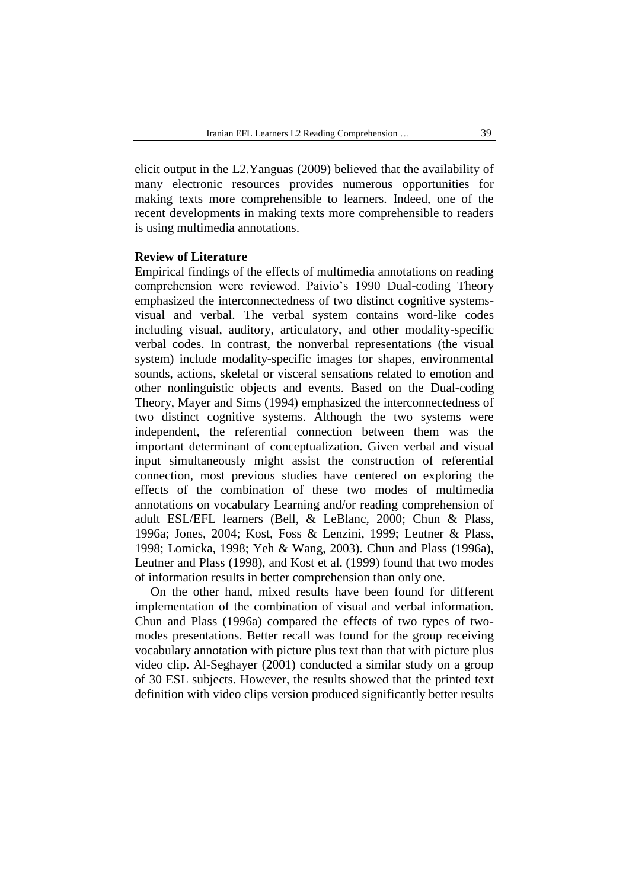elicit output in the L2.Yanguas (2009) believed that the availability of many electronic resources provides numerous opportunities for making texts more comprehensible to learners. Indeed, one of the recent developments in making texts more comprehensible to readers is using multimedia annotations.

## Review of Literature

Empirical findings of the effects of multimedia annotations on reading comprehension were reviewed. Paivio's 1990 Dual-coding Theory emphasized the interconnectedness of two distinct cognitive systems-visual and verbal. The verbal system contains word-like codes including visual, auditory, articulatory, and other modality-specific verbal codes. In contrast, the nonverbal representations (the visual system) include modality-specific images for shapes, environmental sounds, actions, skeletal or visceral sensations related to emotion and other nonlinguistic objects and events. Based on the Dual-coding Theory, Mayer and Sims (1994) emphasized the interconnectedness of two distinct cognitive systems. Although the two systems were independent, the referential connection between them was the important determinant of conceptualization. Given verbal and visual input simultaneously might assist the construction of referential connection, most previous studies have centered on exploring the effects of the combination of these two modes of multimedia annotations on vocabulary Learning and/or reading comprehension of adult ESL/EFL learners (Bell, & LeBlanc, 2000; Chun & Plass, 1996a; Jones, 2004; Kost, Foss & Lenzini, 1999; Leutner & Plass, 1998; Lomicka, 1998; Yeh & Wang, 2003). Chun and Plass (1996a), Leutner and Plass (1998), and Kost et al. (1999) found that two modes of information results in better comprehension than only one.

On the other hand, mixed results have been found for different implementation of the combination of visual and verbal information. Chun and Plass (1996a) compared the effects of two types of two-modes presentations. Better recall was found for the group receiving vocabulary annotation with picture plus text than that with picture plus video clip. Al-Seghayer (2001) conducted a similar study on a group of 30 ESL subjects. However, the results showed that the printed text definition with video clips version produced significantly better results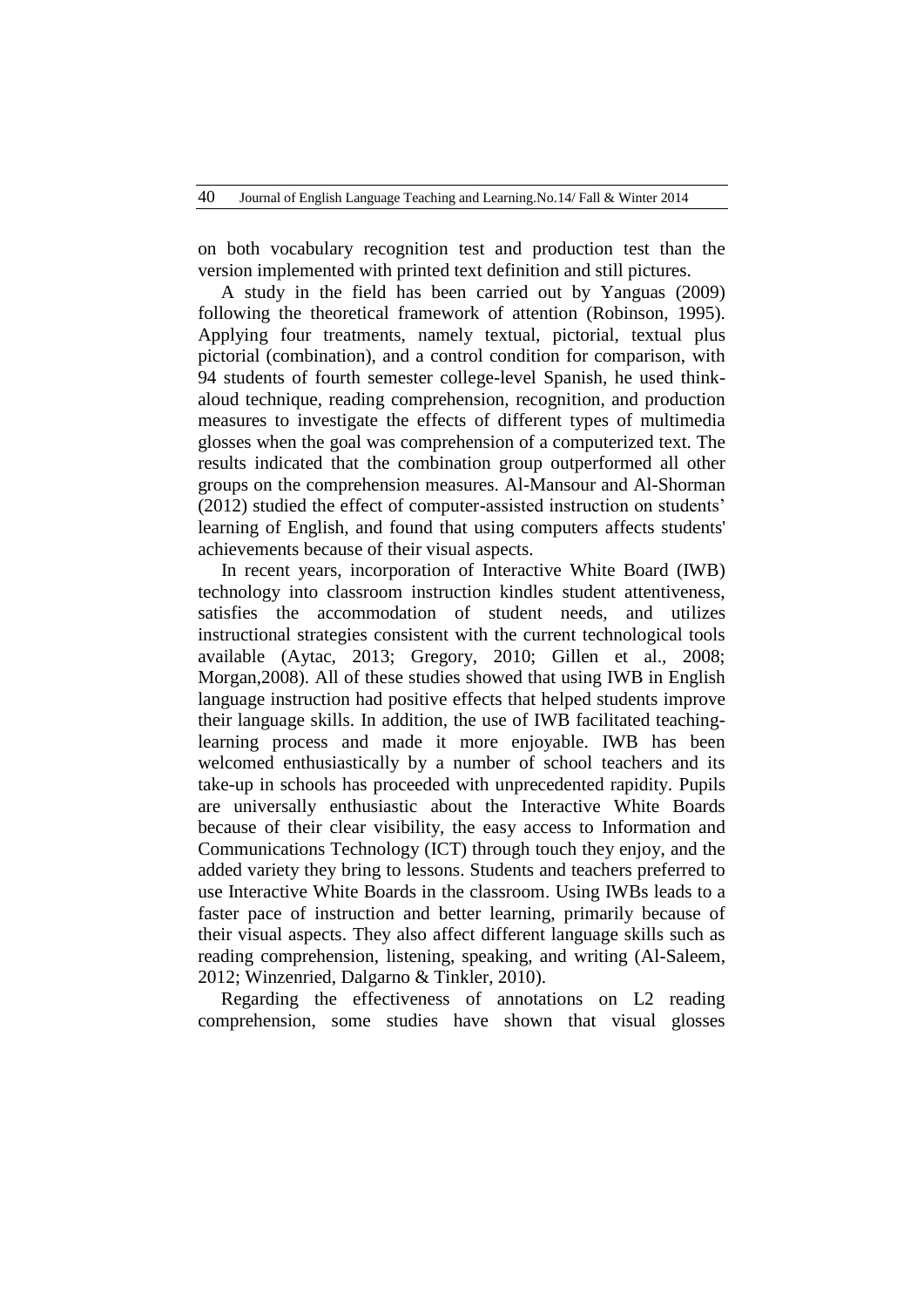on both vocabulary recognition test and production test than the version implemented with printed text definition and still pictures.

A study in the field has been carried out by Yanguas (2009) following the theoretical framework of attention (Robinson, 1995). Applying four treatments, namely textual, pictorial, textual plus pictorial (combination), and a control condition for comparison, with 94 students of fourth semester college-level Spanish, he used think-aloud technique, reading comprehension, recognition, and production measures to investigate the effects of different types of multimedia glosses when the goal was comprehension of a computerized text. The results indicated that the combination group outperformed all other groups on the comprehension measures. Al-Mansour and Al-Shorman (2012) studied the effect of computer-assisted instruction on students' learning of English, and found that using computers affects students' achievements because of their visual aspects.

In recent years, incorporation of Interactive White Board (IWB) technology into classroom instruction kindles student attentiveness, satisfies the accommodation of student needs, and utilizes instructional strategies consistent with the current technological tools available (Aytac, 2013; Gregory, 2010; Gillen et al., 2008; Morgan,2008). All of these studies showed that using IWB in English language instruction had positive effects that helped students improve their language skills. In addition, the use of IWB facilitated teaching-learning process and made it more enjoyable. IWB has been welcomed enthusiastically by a number of school teachers and its take-up in schools has proceeded with unprecedented rapidity. Pupils are universally enthusiastic about the Interactive White Boards because of their clear visibility, the easy access to Information and Communications Technology (ICT) through touch they enjoy, and the added variety they bring to lessons. Students and teachers preferred to use Interactive White Boards in the classroom. Using IWBs leads to a faster pace of instruction and better learning, primarily because of their visual aspects. They also affect different language skills such as reading comprehension, listening, speaking, and writing (Al-Saleem, 2012; Winzenried, Dalgarno & Tinkler, 2010).

Regarding the effectiveness of annotations on L2 reading comprehension, some studies have shown that visual glosses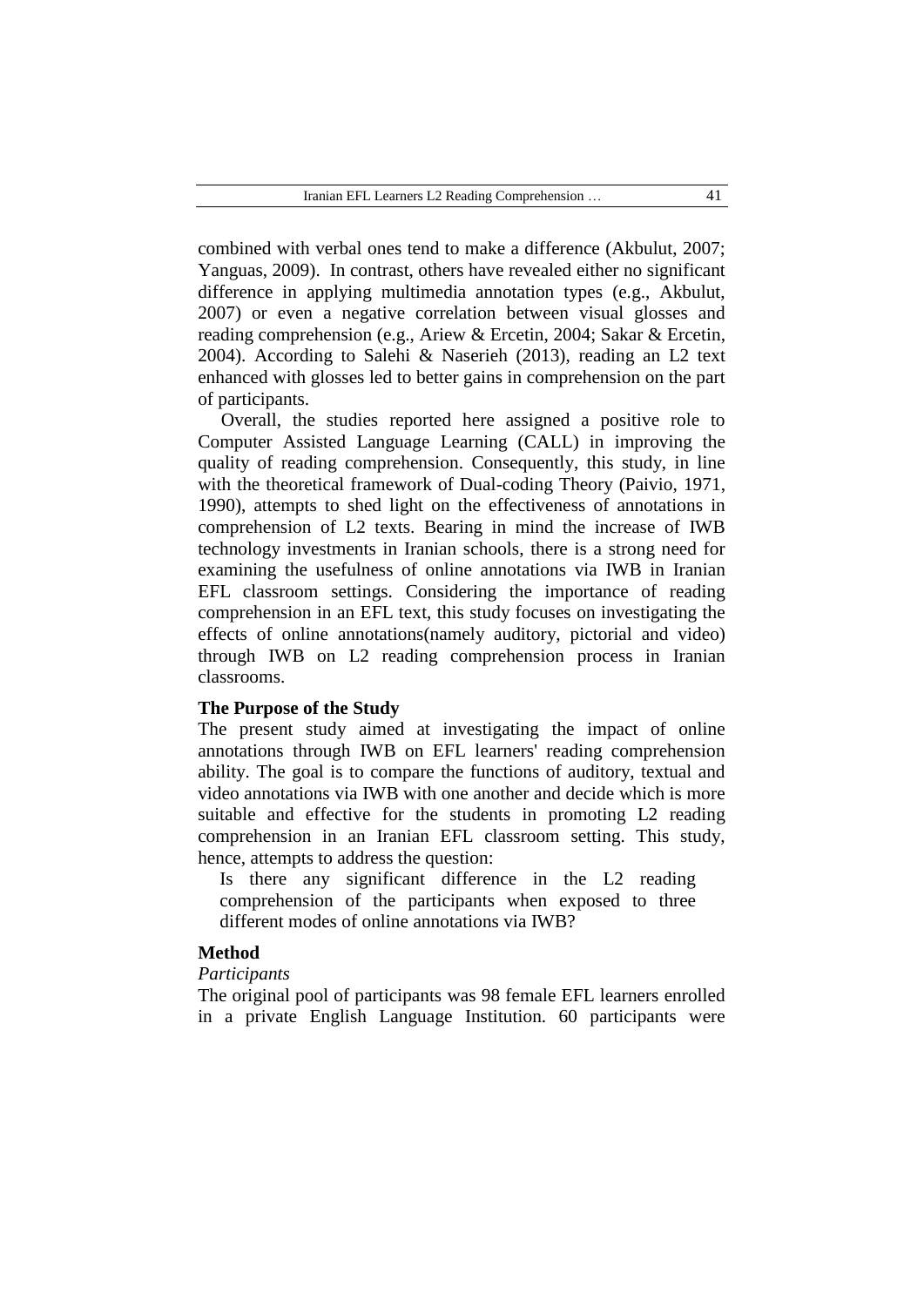combined with verbal ones tend to make a difference (Akbulut, 2007; Yanguas, 2009). In contrast, others have revealed either no significant difference in applying multimedia annotation types (e.g., Akbulut, 2007) or even a negative correlation between visual glosses and reading comprehension (e.g., Ariew & Ercetin, 2004; Sakar & Ercetin, 2004). According to Salehi & Naserieh (2013), reading an L2 text enhanced with glosses led to better gains in comprehension on the part of participants.

Overall, the studies reported here assigned a positive role to Computer Assisted Language Learning (CALL) in improving the quality of reading comprehension. Consequently, this study, in line with the theoretical framework of Dual-coding Theory (Paivio, 1971, 1990), attempts to shed light on the effectiveness of annotations in comprehension of L2 texts. Bearing in mind the increase of IWB technology investments in Iranian schools, there is a strong need for examining the usefulness of online annotations via IWB in Iranian EFL classroom settings. Considering the importance of reading comprehension in an EFL text, this study focuses on investigating the effects of online annotations(namely auditory, pictorial and video) through IWB on L2 reading comprehension process in Iranian classrooms.

**The Purpose of the Study**

The present study aimed at investigating the impact of online annotations through IWB on EFL learners' reading comprehension ability. The goal is to compare the functions of auditory, textual and video annotations via IWB with one another and decide which is more suitable and effective for the students in promoting L2 reading comprehension in an Iranian EFL classroom setting. This study, hence, attempts to address the question:

> Is there any significant difference in the L2 reading comprehension of the participants when exposed to three different modes of online annotations via IWB?

**Method**

*Participants*

The original pool of participants was 98 female EFL learners enrolled in a private English Language Institution. 60 participants were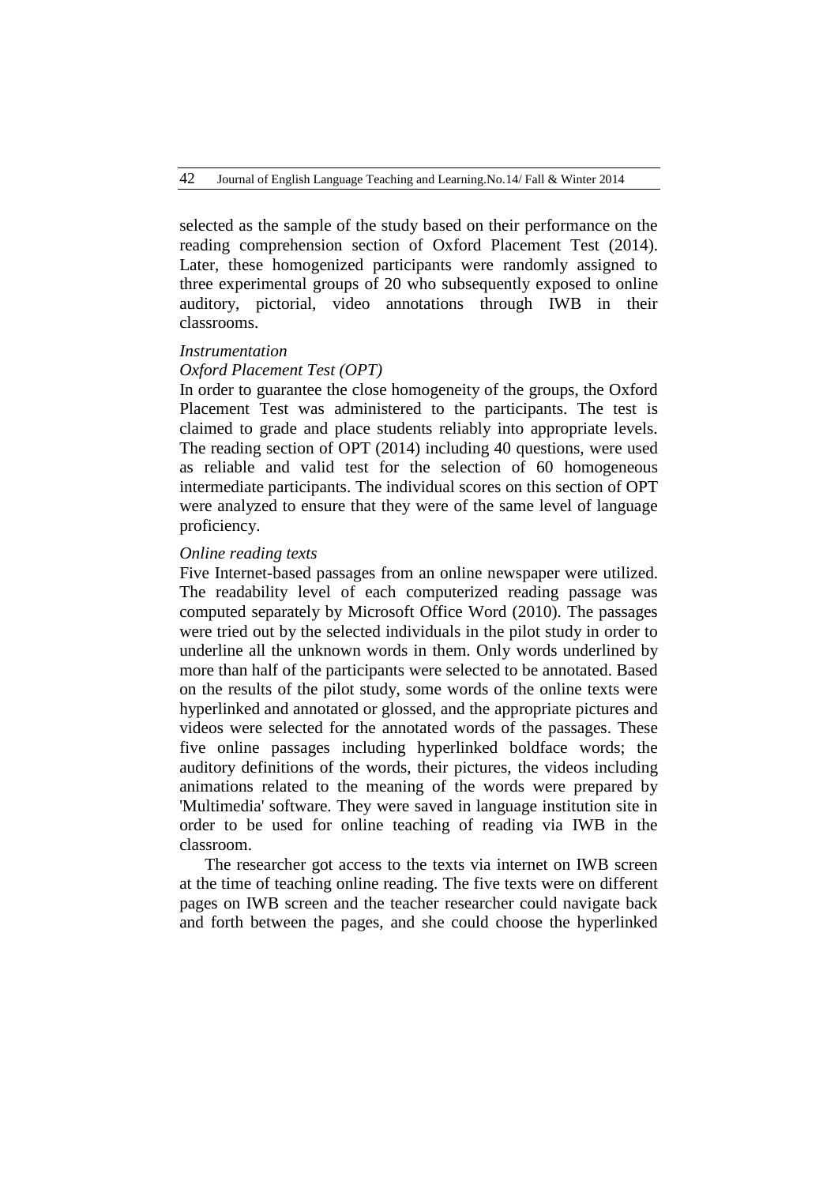selected as the sample of the study based on their performance on the reading comprehension section of Oxford Placement Test (2014). Later, these homogenized participants were randomly assigned to three experimental groups of 20 who subsequently exposed to online auditory, pictorial, video annotations through IWB in their classrooms.

*Instrumentation*

*Oxford Placement Test (OPT)*

In order to guarantee the close homogeneity of the groups, the Oxford Placement Test was administered to the participants. The test is claimed to grade and place students reliably into appropriate levels. The reading section of OPT (2014) including 40 questions, were used as reliable and valid test for the selection of 60 homogeneous intermediate participants. The individual scores on this section of OPT were analyzed to ensure that they were of the same level of language proficiency.

*Online reading texts*

Five Internet-based passages from an online newspaper were utilized. The readability level of each computerized reading passage was computed separately by Microsoft Office Word (2010). The passages were tried out by the selected individuals in the pilot study in order to underline all the unknown words in them. Only words underlined by more than half of the participants were selected to be annotated. Based on the results of the pilot study, some words of the online texts were hyperlinked and annotated or glossed, and the appropriate pictures and videos were selected for the annotated words of the passages. These five online passages including hyperlinked boldface words; the auditory definitions of the words, their pictures, the videos including animations related to the meaning of the words were prepared by 'Multimedia' software. They were saved in language institution site in order to be used for online teaching of reading via IWB in the classroom.

The researcher got access to the texts via internet on IWB screen at the time of teaching online reading. The five texts were on different pages on IWB screen and the teacher researcher could navigate back and forth between the pages, and she could choose the hyperlinked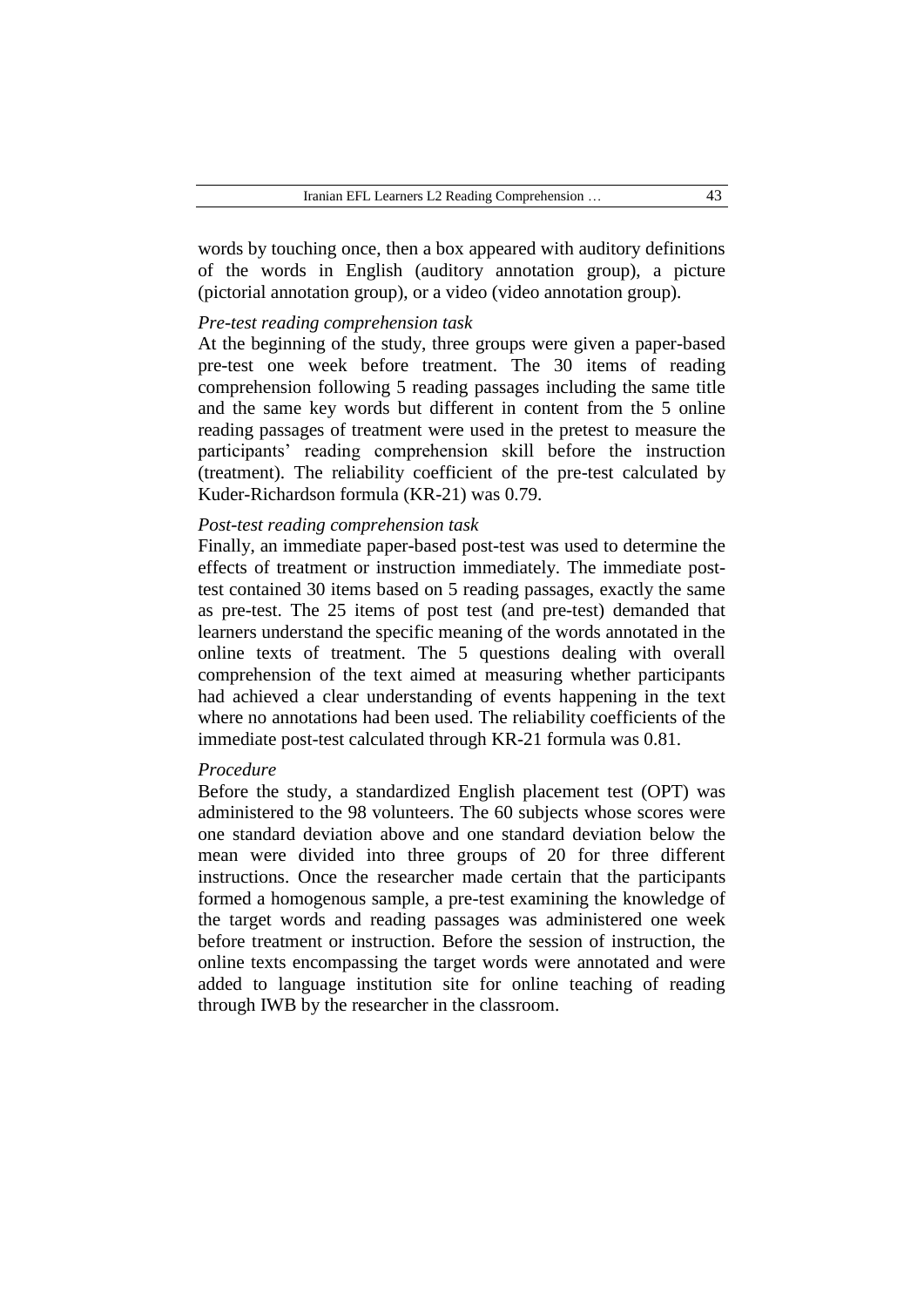words by touching once, then a box appeared with auditory definitions of the words in English (auditory annotation group), a picture (pictorial annotation group), or a video (video annotation group).

*Pre-test reading comprehension task*

At the beginning of the study, three groups were given a paper-based pre-test one week before treatment. The 30 items of reading comprehension following 5 reading passages including the same title and the same key words but different in content from the 5 online reading passages of treatment were used in the pretest to measure the participants' reading comprehension skill before the instruction (treatment). The reliability coefficient of the pre-test calculated by Kuder-Richardson formula (KR-21) was 0.79.

*Post-test reading comprehension task*

Finally, an immediate paper-based post-test was used to determine the effects of treatment or instruction immediately. The immediate post-test contained 30 items based on 5 reading passages, exactly the same as pre-test. The 25 items of post test (and pre-test) demanded that learners understand the specific meaning of the words annotated in the online texts of treatment. The 5 questions dealing with overall comprehension of the text aimed at measuring whether participants had achieved a clear understanding of events happening in the text where no annotations had been used. The reliability coefficients of the immediate post-test calculated through KR-21 formula was 0.81.

*Procedure*

Before the study, a standardized English placement test (OPT) was administered to the 98 volunteers. The 60 subjects whose scores were one standard deviation above and one standard deviation below the mean were divided into three groups of 20 for three different instructions. Once the researcher made certain that the participants formed a homogenous sample, a pre-test examining the knowledge of the target words and reading passages was administered one week before treatment or instruction. Before the session of instruction, the online texts encompassing the target words were annotated and were added to language institution site for online teaching of reading through IWB by the researcher in the classroom.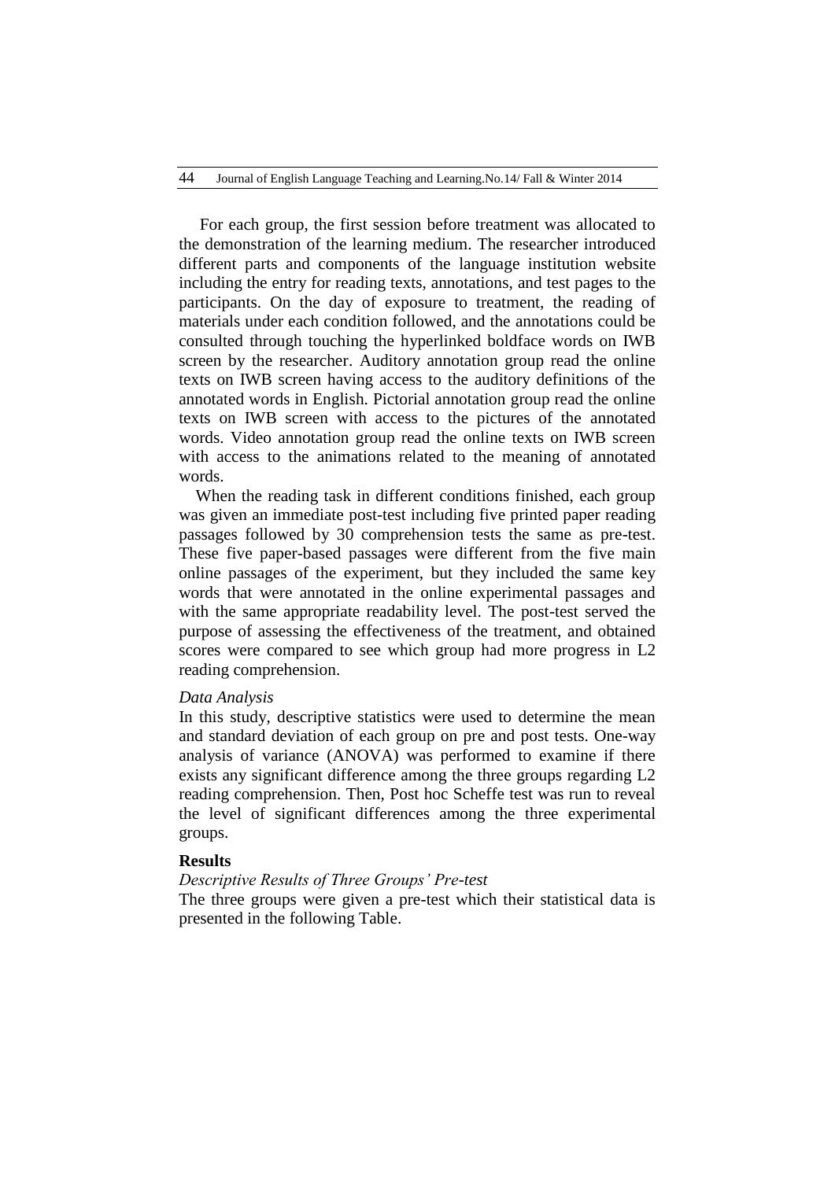For each group, the first session before treatment was allocated to the demonstration of the learning medium. The researcher introduced different parts and components of the language institution website including the entry for reading texts, annotations, and test pages to the participants. On the day of exposure to treatment, the reading of materials under each condition followed, and the annotations could be consulted through touching the hyperlinked boldface words on IWB screen by the researcher. Auditory annotation group read the online texts on IWB screen having access to the auditory definitions of the annotated words in English. Pictorial annotation group read the online texts on IWB screen with access to the pictures of the annotated words. Video annotation group read the online texts on IWB screen with access to the animations related to the meaning of annotated words.

When the reading task in different conditions finished, each group was given an immediate post-test including five printed paper reading passages followed by 30 comprehension tests the same as pre-test. These five paper-based passages were different from the five main online passages of the experiment, but they included the same key words that were annotated in the online experimental passages and with the same appropriate readability level. The post-test served the purpose of assessing the effectiveness of the treatment, and obtained scores were compared to see which group had more progress in L2 reading comprehension.

*Data Analysis*

In this study, descriptive statistics were used to determine the mean and standard deviation of each group on pre and post tests. One-way analysis of variance (ANOVA) was performed to examine if there exists any significant difference among the three groups regarding L2 reading comprehension. Then, Post hoc Scheffe test was run to reveal the level of significant differences among the three experimental groups.

## Results

*Descriptive Results of Three Groups' Pre-test*

The three groups were given a pre-test which their statistical data is presented in the following Table.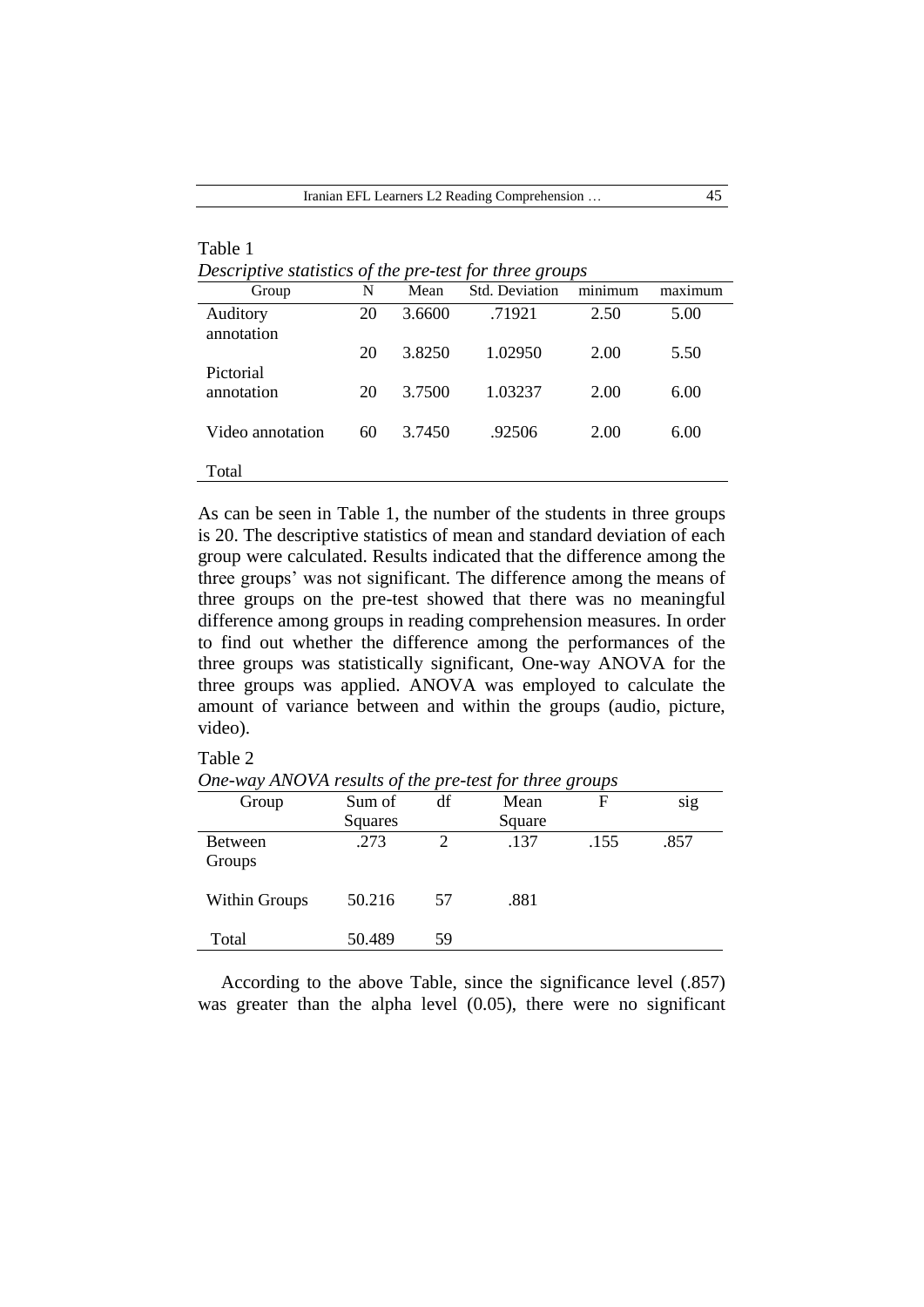Table 1

*Descriptive statistics of the pre-test for three groups*

| Group | N | Mean | Std. Deviation | minimum | maximum |
|---|---|---|---|---|---|
| Auditory annotation | 20 | 3.6600 | .71921 | 2.50 | 5.00 |
| | 20 | 3.8250 | 1.02950 | 2.00 | 5.50 |
| Pictorial annotation | 20 | 3.7500 | 1.03237 | 2.00 | 6.00 |
| Video annotation | 60 | 3.7450 | .92506 | 2.00 | 6.00 |
| Total | | | | | |

As can be seen in Table 1, the number of the students in three groups is 20. The descriptive statistics of mean and standard deviation of each group were calculated. Results indicated that the difference among the three groups' was not significant. The difference among the means of three groups on the pre-test showed that there was no meaningful difference among groups in reading comprehension measures. In order to find out whether the difference among the performances of the three groups was statistically significant, One-way ANOVA for the three groups was applied. ANOVA was employed to calculate the amount of variance between and within the groups (audio, picture, video).

Table 2

*One-way ANOVA results of the pre-test for three groups*

| Group | Sum of Squares | df | Mean Square | F | sig |
|---|---|---|---|---|---|
| Between Groups | .273 | 2 | .137 | .155 | .857 |
| Within Groups | 50.216 | 57 | .881 | | |
| Total | 50.489 | 59 | | | |

According to the above Table, since the significance level (.857) was greater than the alpha level (0.05), there were no significant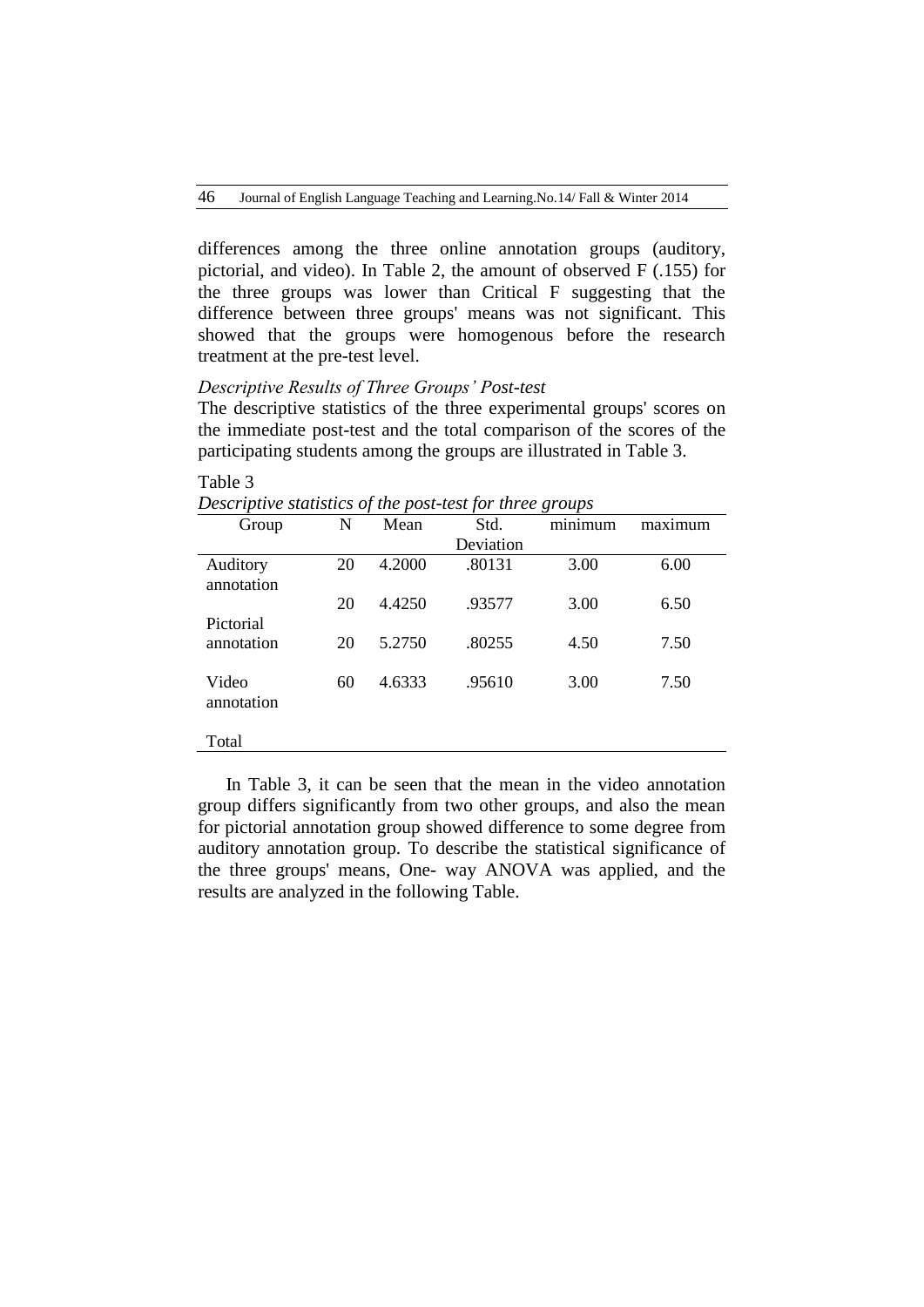differences among the three online annotation groups (auditory, pictorial, and video). In Table 2, the amount of observed F (.155) for the three groups was lower than Critical F suggesting that the difference between three groups' means was not significant. This showed that the groups were homogenous before the research treatment at the pre-test level.

*Descriptive Results of Three Groups' Post-test*

The descriptive statistics of the three experimental groups' scores on the immediate post-test and the total comparison of the scores of the participating students among the groups are illustrated in Table 3.

Table 3

*Descriptive statistics of the post-test for three groups*

| Group | N | Mean | Std. Deviation | minimum | maximum |
|---|---|---|---|---|---|
| Auditory annotation | 20 | 4.2000 | .80131 | 3.00 | 6.00 |
| Pictorial annotation | 20 | 4.4250 | .93577 | 3.00 | 6.50 |
| Video annotation | 20 | 5.2750 | .80255 | 4.50 | 7.50 |
| Total | 60 | 4.6333 | .95610 | 3.00 | 7.50 |

In Table 3, it can be seen that the mean in the video annotation group differs significantly from two other groups, and also the mean for pictorial annotation group showed difference to some degree from auditory annotation group. To describe the statistical significance of the three groups' means, One- way ANOVA was applied, and the results are analyzed in the following Table.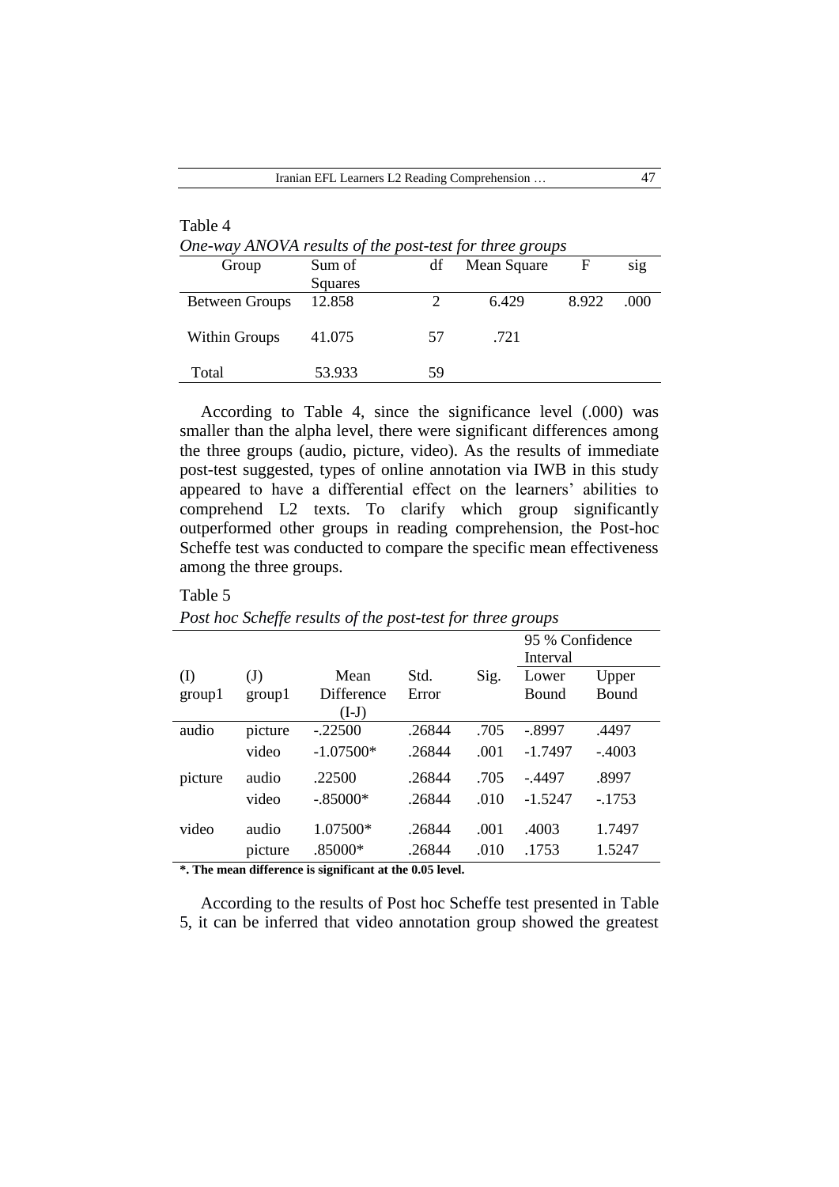Table 4

*One-way ANOVA results of the post-test for three groups*

| Group | Sum of Squares | df | Mean Square | F | sig |
|---|---|---|---|---|---|
| Between Groups | 12.858 | 2 | 6.429 | 8.922 | .000 |
| Within Groups | 41.075 | 57 | .721 | | |
| Total | 53.933 | 59 | | | |

According to Table 4, since the significance level (.000) was smaller than the alpha level, there were significant differences among the three groups (audio, picture, video). As the results of immediate post-test suggested, types of online annotation via IWB in this study appeared to have a differential effect on the learners' abilities to comprehend L2 texts. To clarify which group significantly outperformed other groups in reading comprehension, the Post-hoc Scheffe test was conducted to compare the specific mean effectiveness among the three groups.

Table 5

*Post hoc Scheffe results of the post-test for three groups*

| (I) group1 | (J) group1 | Mean Difference (I-J) | Std. Error | Sig. | 95 % Confidence Interval Lower Bound | Upper Bound |
|---|---|---|---|---|---|---|
| audio | picture | -.22500 | .26844 | .705 | -.8997 | .4497 |
| | video | -1.07500* | .26844 | .001 | -1.7497 | -.4003 |
| picture | audio | .22500 | .26844 | .705 | -.4497 | .8997 |
| | video | -.85000* | .26844 | .010 | -1.5247 | -.1753 |
| video | audio | 1.07500* | .26844 | .001 | .4003 | 1.7497 |
| | picture | .85000* | .26844 | .010 | .1753 | 1.5247 |

**\*. The mean difference is significant at the 0.05 level.**

According to the results of Post hoc Scheffe test presented in Table 5, it can be inferred that video annotation group showed the greatest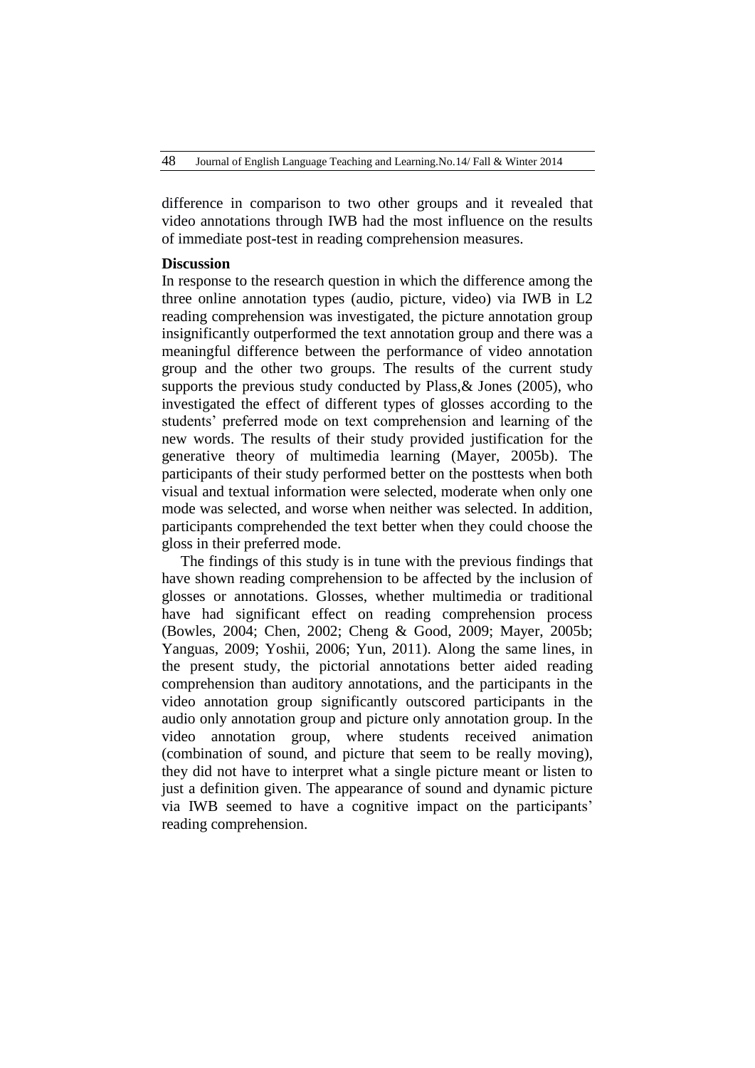difference in comparison to two other groups and it revealed that video annotations through IWB had the most influence on the results of immediate post-test in reading comprehension measures.

**Discussion**

In response to the research question in which the difference among the three online annotation types (audio, picture, video) via IWB in L2 reading comprehension was investigated, the picture annotation group insignificantly outperformed the text annotation group and there was a meaningful difference between the performance of video annotation group and the other two groups. The results of the current study supports the previous study conducted by Plass,& Jones (2005), who investigated the effect of different types of glosses according to the students' preferred mode on text comprehension and learning of the new words. The results of their study provided justification for the generative theory of multimedia learning (Mayer, 2005b). The participants of their study performed better on the posttests when both visual and textual information were selected, moderate when only one mode was selected, and worse when neither was selected. In addition, participants comprehended the text better when they could choose the gloss in their preferred mode.

The findings of this study is in tune with the previous findings that have shown reading comprehension to be affected by the inclusion of glosses or annotations. Glosses, whether multimedia or traditional have had significant effect on reading comprehension process (Bowles, 2004; Chen, 2002; Cheng & Good, 2009; Mayer, 2005b; Yanguas, 2009; Yoshii, 2006; Yun, 2011). Along the same lines, in the present study, the pictorial annotations better aided reading comprehension than auditory annotations, and the participants in the video annotation group significantly outscored participants in the audio only annotation group and picture only annotation group. In the video annotation group, where students received animation (combination of sound, and picture that seem to be really moving), they did not have to interpret what a single picture meant or listen to just a definition given. The appearance of sound and dynamic picture via IWB seemed to have a cognitive impact on the participants' reading comprehension.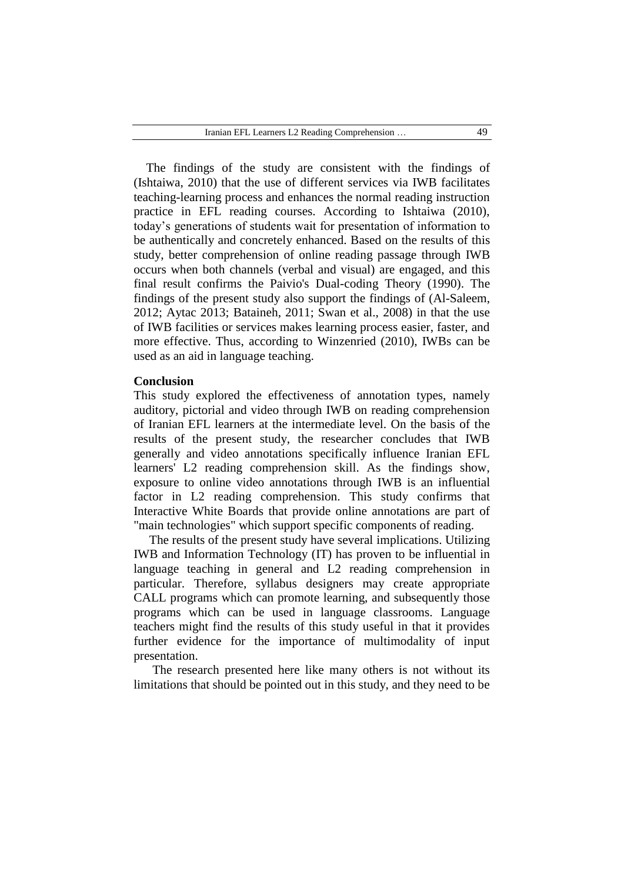The findings of the study are consistent with the findings of (Ishtaiwa, 2010) that the use of different services via IWB facilitates teaching-learning process and enhances the normal reading instruction practice in EFL reading courses. According to Ishtaiwa (2010), today's generations of students wait for presentation of information to be authentically and concretely enhanced. Based on the results of this study, better comprehension of online reading passage through IWB occurs when both channels (verbal and visual) are engaged, and this final result confirms the Paivio's Dual-coding Theory (1990). The findings of the present study also support the findings of (Al-Saleem, 2012; Aytac 2013; Bataineh, 2011; Swan et al., 2008) in that the use of IWB facilities or services makes learning process easier, faster, and more effective. Thus, according to Winzenried (2010), IWBs can be used as an aid in language teaching.

## Conclusion

This study explored the effectiveness of annotation types, namely auditory, pictorial and video through IWB on reading comprehension of Iranian EFL learners at the intermediate level. On the basis of the results of the present study, the researcher concludes that IWB generally and video annotations specifically influence Iranian EFL learners' L2 reading comprehension skill. As the findings show, exposure to online video annotations through IWB is an influential factor in L2 reading comprehension. This study confirms that Interactive White Boards that provide online annotations are part of "main technologies" which support specific components of reading.

The results of the present study have several implications. Utilizing IWB and Information Technology (IT) has proven to be influential in language teaching in general and L2 reading comprehension in particular. Therefore, syllabus designers may create appropriate CALL programs which can promote learning, and subsequently those programs which can be used in language classrooms. Language teachers might find the results of this study useful in that it provides further evidence for the importance of multimodality of input presentation.

The research presented here like many others is not without its limitations that should be pointed out in this study, and they need to be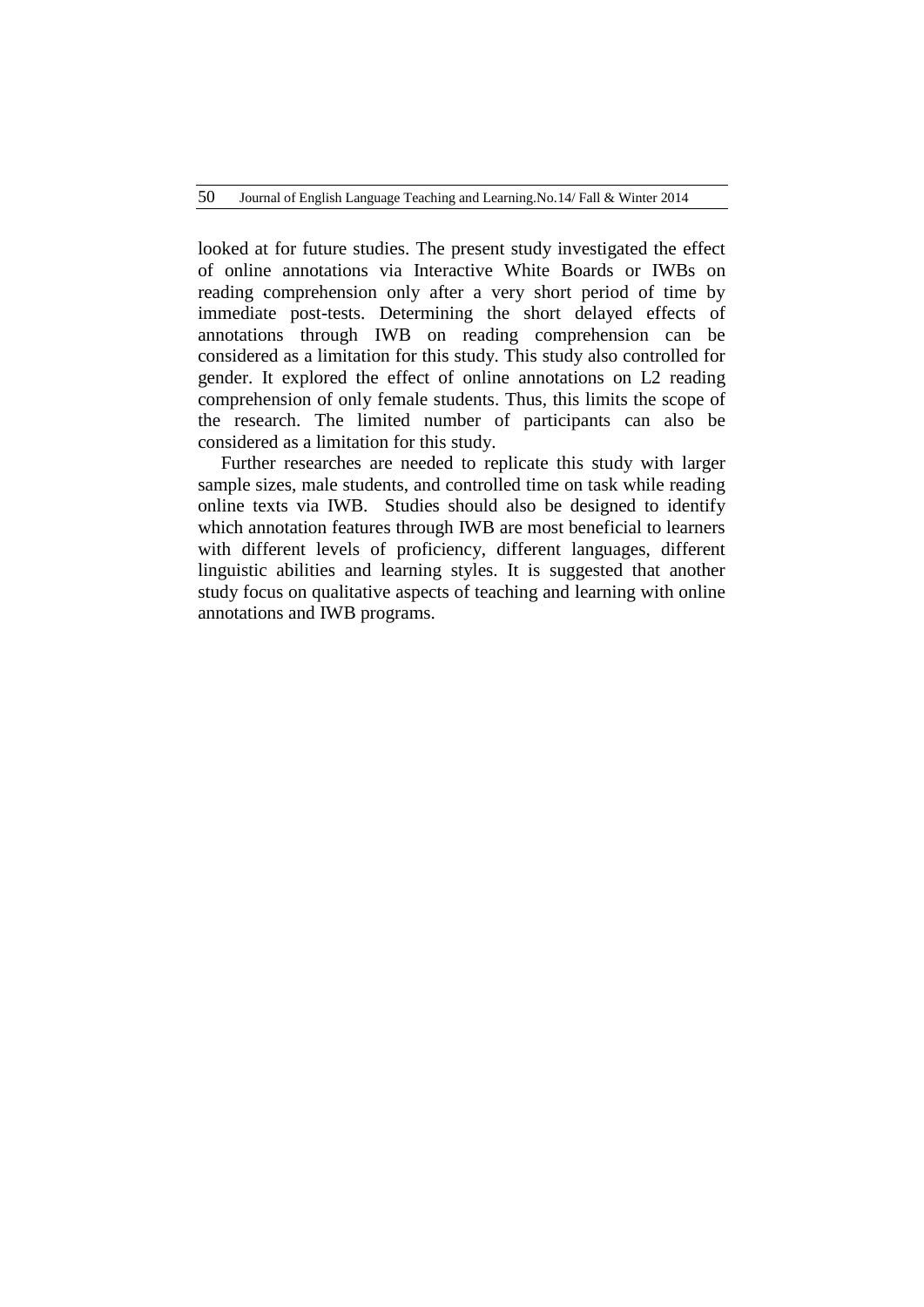looked at for future studies. The present study investigated the effect of online annotations via Interactive White Boards or IWBs on reading comprehension only after a very short period of time by immediate post-tests. Determining the short delayed effects of annotations through IWB on reading comprehension can be considered as a limitation for this study. This study also controlled for gender. It explored the effect of online annotations on L2 reading comprehension of only female students. Thus, this limits the scope of the research. The limited number of participants can also be considered as a limitation for this study.

Further researches are needed to replicate this study with larger sample sizes, male students, and controlled time on task while reading online texts via IWB. Studies should also be designed to identify which annotation features through IWB are most beneficial to learners with different levels of proficiency, different languages, different linguistic abilities and learning styles. It is suggested that another study focus on qualitative aspects of teaching and learning with online annotations and IWB programs.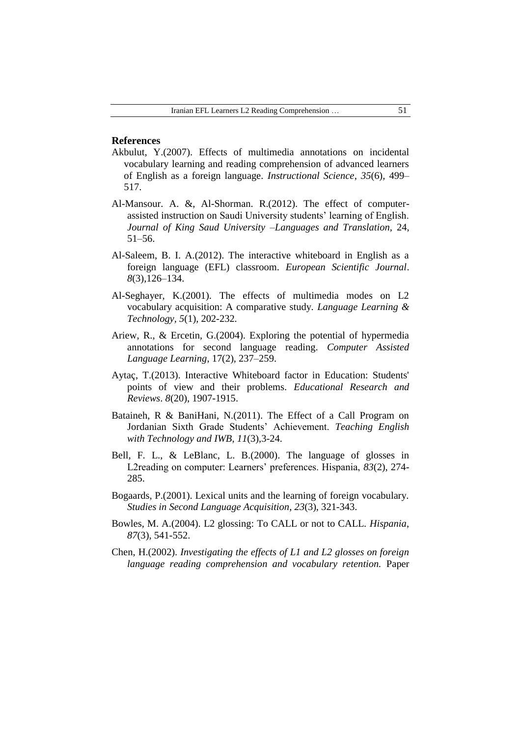## References

Akbulut, Y.(2007). Effects of multimedia annotations on incidental vocabulary learning and reading comprehension of advanced learners of English as a foreign language. *Instructional Science*, *35*(6), 499–517.

Al-Mansour. A. &, Al-Shorman. R.(2012). The effect of computer-assisted instruction on Saudi University students' learning of English. *Journal of King Saud University –Languages and Translation*, 24, 51–56.

Al-Saleem, B. I. A.(2012). The interactive whiteboard in English as a foreign language (EFL) classroom. *European Scientific Journal*. *8*(3),126–134.

Al-Seghayer, K.(2001). The effects of multimedia modes on L2 vocabulary acquisition: A comparative study. *Language Learning & Technology, 5*(1), 202-232.

Ariew, R., & Ercetin, G.(2004). Exploring the potential of hypermedia annotations for second language reading. *Computer Assisted Language Learning*, 17(2), 237–259.

Aytaç, T.(2013). Interactive Whiteboard factor in Education: Students' points of view and their problems. *Educational Research and Reviews*. *8*(20), 1907-1915.

Bataineh, R & BaniHani, N.(2011). The Effect of a Call Program on Jordanian Sixth Grade Students' Achievement. *Teaching English with Technology and IWB*, *11*(3),3-24.

Bell, F. L., & LeBlanc, L. B.(2000). The language of glosses in L2reading on computer: Learners' preferences. Hispania, *83*(2), 274-285.

Bogaards, P.(2001). Lexical units and the learning of foreign vocabulary. *Studies in Second Language Acquisition*, *23*(3), 321-343.

Bowles, M. A.(2004). L2 glossing: To CALL or not to CALL. *Hispania*, *87*(3), 541-552.

Chen, H.(2002). *Investigating the effects of L1 and L2 glosses on foreign language reading comprehension and vocabulary retention.* Paper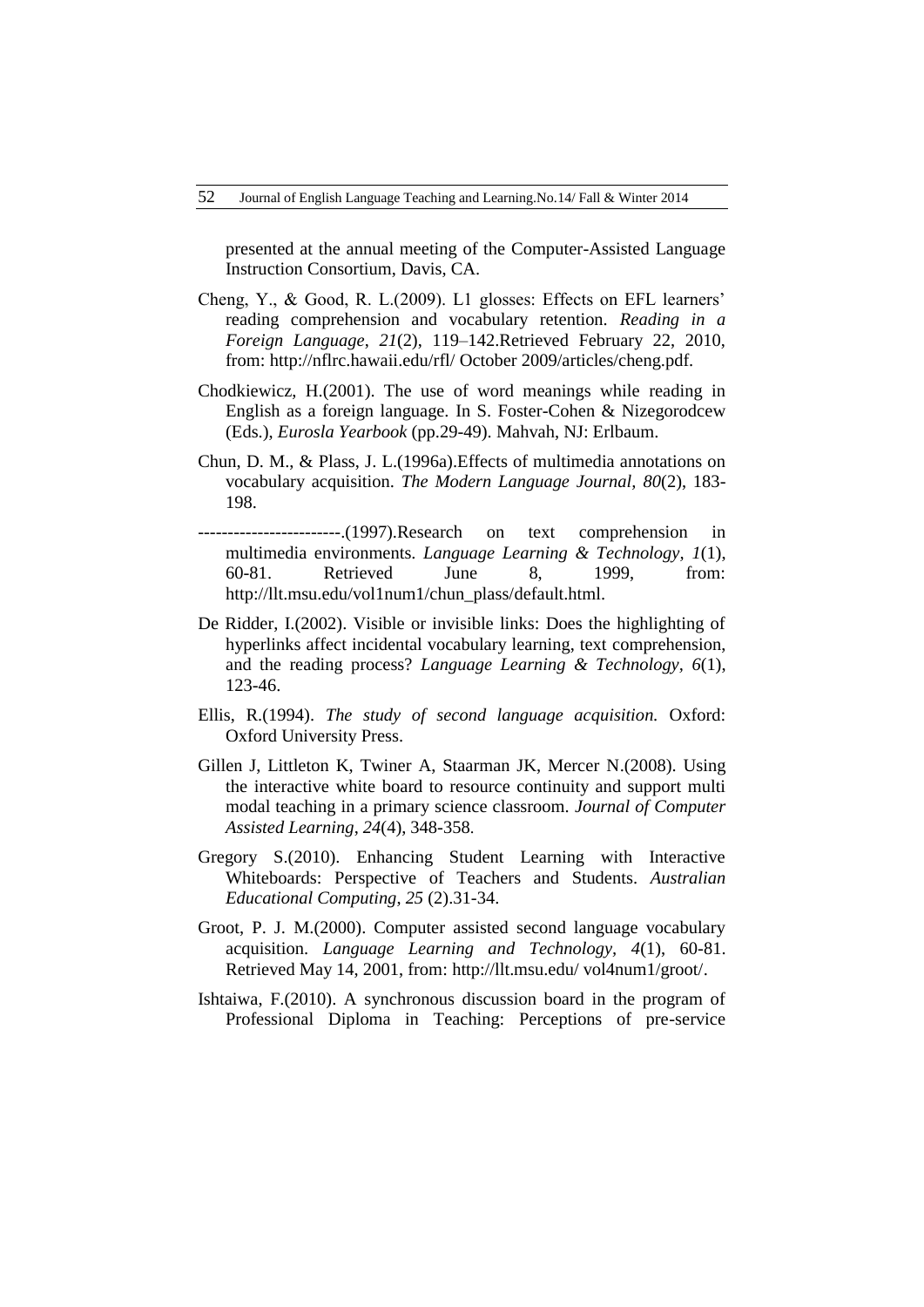presented at the annual meeting of the Computer-Assisted Language Instruction Consortium, Davis, CA.

Cheng, Y., & Good, R. L.(2009). L1 glosses: Effects on EFL learners' reading comprehension and vocabulary retention. *Reading in a Foreign Language*, *21*(2), 119–142.Retrieved February 22, 2010, from: http://nflrc.hawaii.edu/rfl/ October 2009/articles/cheng.pdf.

Chodkiewicz, H.(2001). The use of word meanings while reading in English as a foreign language. In S. Foster-Cohen & Nizegorodcew (Eds.), *Eurosla Yearbook* (pp.29-49). Mahvah, NJ: Erlbaum.

Chun, D. M., & Plass, J. L.(1996a).Effects of multimedia annotations on vocabulary acquisition. *The Modern Language Journal*, *80*(2), 183-198.

------------------------.(1997).Research on text comprehension in multimedia environments. *Language Learning & Technology*, *1*(1), 60-81. Retrieved June 8, 1999, from: http://llt.msu.edu/vol1num1/chun_plass/default.html.

De Ridder, I.(2002). Visible or invisible links: Does the highlighting of hyperlinks affect incidental vocabulary learning, text comprehension, and the reading process? *Language Learning & Technology*, *6*(1), 123-46.

Ellis, R.(1994). *The study of second language acquisition.* Oxford: Oxford University Press.

Gillen J, Littleton K, Twiner A, Staarman JK, Mercer N.(2008). Using the interactive white board to resource continuity and support multi modal teaching in a primary science classroom. *Journal of Computer Assisted Learning*, *24*(4), 348-358.

Gregory S.(2010). Enhancing Student Learning with Interactive Whiteboards: Perspective of Teachers and Students. *Australian Educational Computing*, *25* (2).31-34.

Groot, P. J. M.(2000). Computer assisted second language vocabulary acquisition. *Language Learning and Technology*, *4*(1), 60-81. Retrieved May 14, 2001, from: http://llt.msu.edu/ vol4num1/groot/.

Ishtaiwa, F.(2010). A synchronous discussion board in the program of Professional Diploma in Teaching: Perceptions of pre-service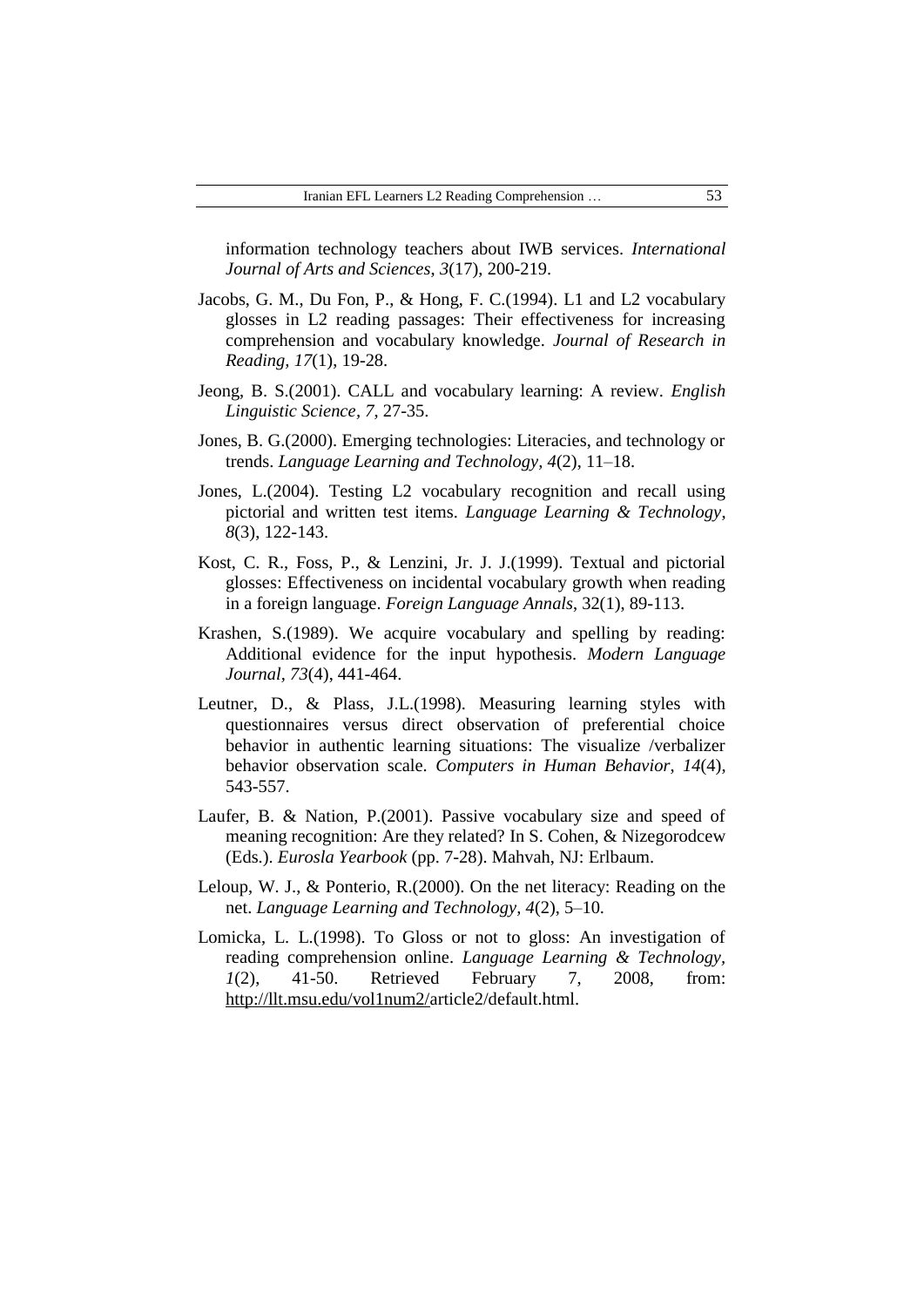information technology teachers about IWB services. *International Journal of Arts and Sciences*, *3*(17), 200-219.

Jacobs, G. M., Du Fon, P., & Hong, F. C.(1994). L1 and L2 vocabulary glosses in L2 reading passages: Their effectiveness for increasing comprehension and vocabulary knowledge. *Journal of Research in Reading, 17*(1), 19-28.

Jeong, B. S.(2001). CALL and vocabulary learning: A review. *English Linguistic Science*, *7*, 27-35.

Jones, B. G.(2000). Emerging technologies: Literacies, and technology or trends. *Language Learning and Technology, 4*(2), 11–18.

Jones, L.(2004). Testing L2 vocabulary recognition and recall using pictorial and written test items. *Language Learning & Technology*, *8*(3), 122-143.

Kost, C. R., Foss, P., & Lenzini, Jr. J. J.(1999). Textual and pictorial glosses: Effectiveness on incidental vocabulary growth when reading in a foreign language. *Foreign Language Annals*, 32(1), 89-113.

Krashen, S.(1989). We acquire vocabulary and spelling by reading: Additional evidence for the input hypothesis. *Modern Language Journal, 73*(4), 441-464.

Leutner, D., & Plass, J.L.(1998). Measuring learning styles with questionnaires versus direct observation of preferential choice behavior in authentic learning situations: The visualize /verbalizer behavior observation scale. *Computers in Human Behavior*, *14*(4), 543-557.

Laufer, B. & Nation, P.(2001). Passive vocabulary size and speed of meaning recognition: Are they related? In S. Cohen, & Nizegorodcew (Eds.). *Eurosla Yearbook* (pp. 7-28). Mahvah, NJ: Erlbaum.

Leloup, W. J., & Ponterio, R.(2000). On the net literacy: Reading on the net. *Language Learning and Technology*, *4*(2), 5–10.

Lomicka, L. L.(1998). To Gloss or not to gloss: An investigation of reading comprehension online. *Language Learning & Technology*, *1*(2), 41-50. Retrieved February 7, 2008, from: http://llt.msu.edu/vol1num2/article2/default.html.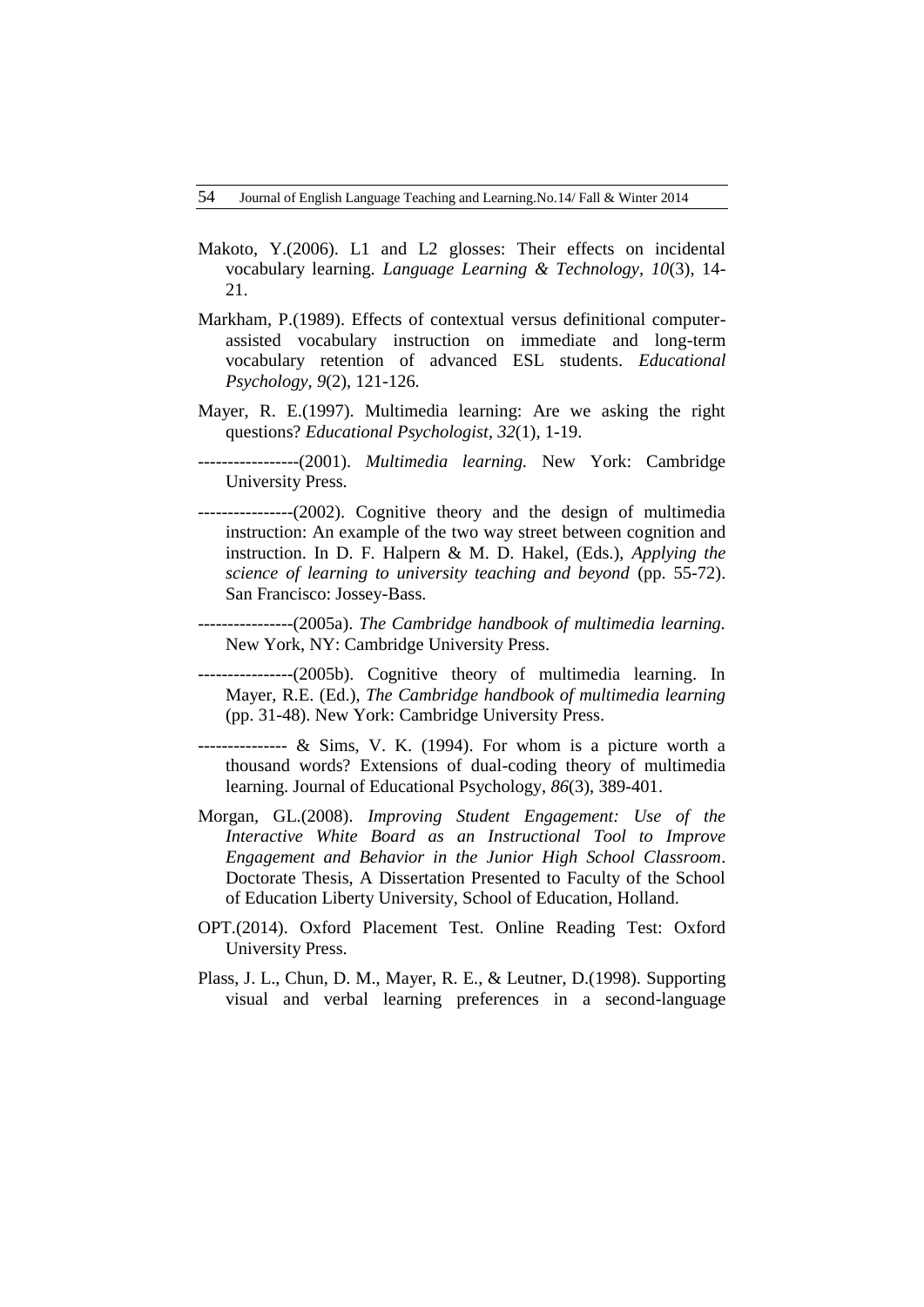Makoto, Y.(2006). L1 and L2 glosses: Their effects on incidental vocabulary learning. *Language Learning & Technology, 10*(3), 14-21.

Markham, P.(1989). Effects of contextual versus definitional computer-assisted vocabulary instruction on immediate and long-term vocabulary retention of advanced ESL students. *Educational Psychology*, *9*(2), 121-126.

Mayer, R. E.(1997). Multimedia learning: Are we asking the right questions? *Educational Psychologist*, *32*(1), 1-19.

-----------------(2001). *Multimedia learning.* New York: Cambridge University Press.

----------------(2002). Cognitive theory and the design of multimedia instruction: An example of the two way street between cognition and instruction. In D. F. Halpern & M. D. Hakel, (Eds.), *Applying the science of learning to university teaching and beyond* (pp. 55-72). San Francisco: Jossey-Bass.

----------------(2005a). *The Cambridge handbook of multimedia learning.* New York, NY: Cambridge University Press.

----------------(2005b). Cognitive theory of multimedia learning. In Mayer, R.E. (Ed.), *The Cambridge handbook of multimedia learning* (pp. 31-48). New York: Cambridge University Press.

--------------- & Sims, V. K. (1994). For whom is a picture worth a thousand words? Extensions of dual-coding theory of multimedia learning. Journal of Educational Psychology, *86*(3), 389-401.

Morgan, GL.(2008). *Improving Student Engagement: Use of the Interactive White Board as an Instructional Tool to Improve Engagement and Behavior in the Junior High School Classroom*. Doctorate Thesis, A Dissertation Presented to Faculty of the School of Education Liberty University, School of Education, Holland.

OPT.(2014). Oxford Placement Test. Online Reading Test: Oxford University Press.

Plass, J. L., Chun, D. M., Mayer, R. E., & Leutner, D.(1998). Supporting visual and verbal learning preferences in a second-language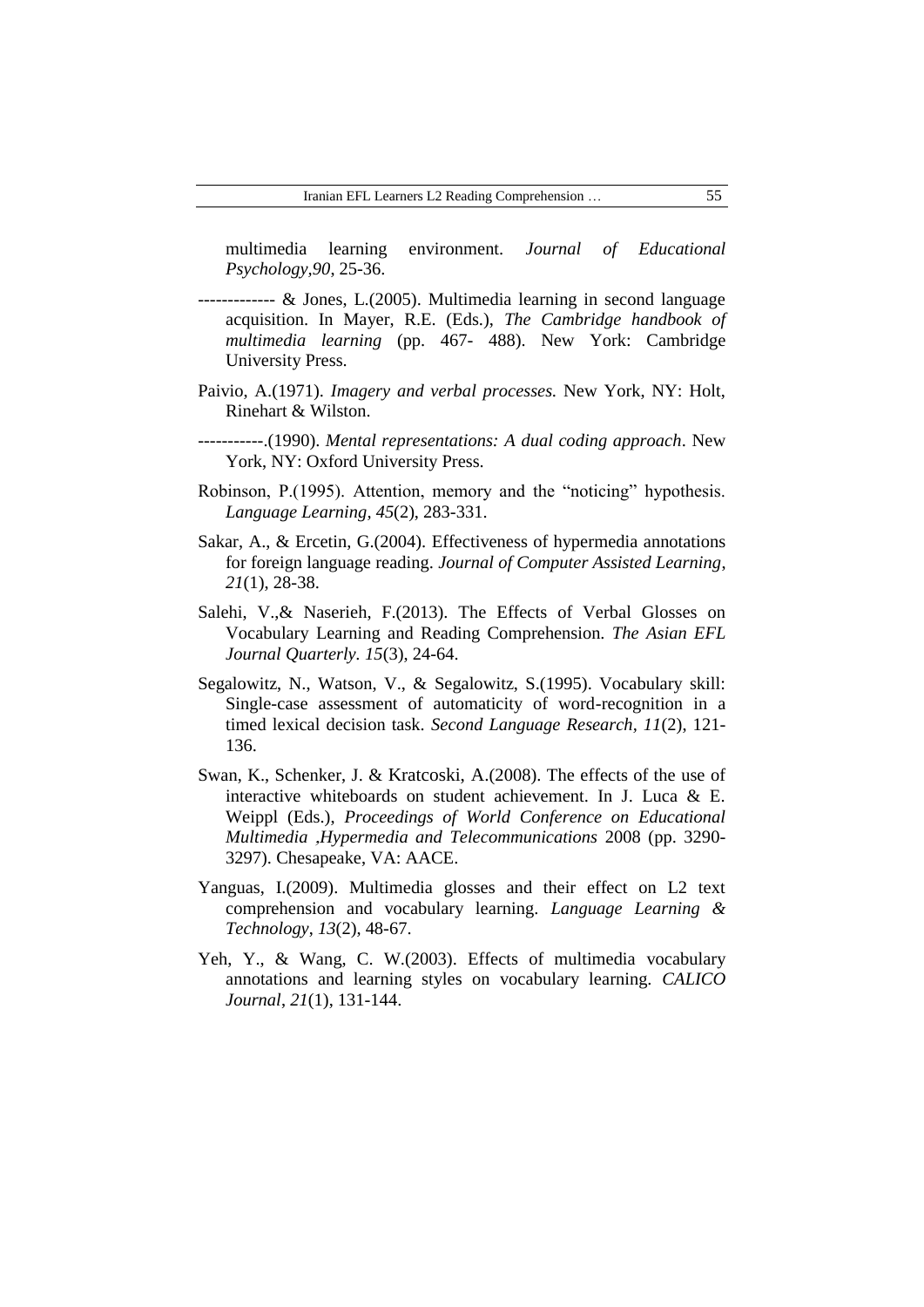multimedia learning environment. *Journal of Educational Psychology,90*, 25-36.

------------- & Jones, L.(2005). Multimedia learning in second language acquisition. In Mayer, R.E. (Eds.), *The Cambridge handbook of multimedia learning* (pp. 467- 488). New York: Cambridge University Press.

Paivio, A.(1971). *Imagery and verbal processes.* New York, NY: Holt, Rinehart & Wilston.

-----------.(1990). *Mental representations: A dual coding approach*. New York, NY: Oxford University Press.

Robinson, P.(1995). Attention, memory and the "noticing" hypothesis. *Language Learning*, *45*(2), 283-331.

Sakar, A., & Ercetin, G.(2004). Effectiveness of hypermedia annotations for foreign language reading. *Journal of Computer Assisted Learning*, *21*(1), 28-38.

Salehi, V.,& Naserieh, F.(2013). The Effects of Verbal Glosses on Vocabulary Learning and Reading Comprehension. *The Asian EFL Journal Quarterly. 15*(3), 24-64.

Segalowitz, N., Watson, V., & Segalowitz, S.(1995). Vocabulary skill: Single-case assessment of automaticity of word-recognition in a timed lexical decision task. *Second Language Research, 11*(2), 121-136.

Swan, K., Schenker, J. & Kratcoski, A.(2008). The effects of the use of interactive whiteboards on student achievement. In J. Luca & E. Weippl (Eds.), *Proceedings of World Conference on Educational Multimedia ,Hypermedia and Telecommunications* 2008 (pp. 3290-3297). Chesapeake, VA: AACE.

Yanguas, I.(2009). Multimedia glosses and their effect on L2 text comprehension and vocabulary learning. *Language Learning & Technology*, *13*(2), 48-67.

Yeh, Y., & Wang, C. W.(2003). Effects of multimedia vocabulary annotations and learning styles on vocabulary learning. *CALICO Journal*, *21*(1), 131-144.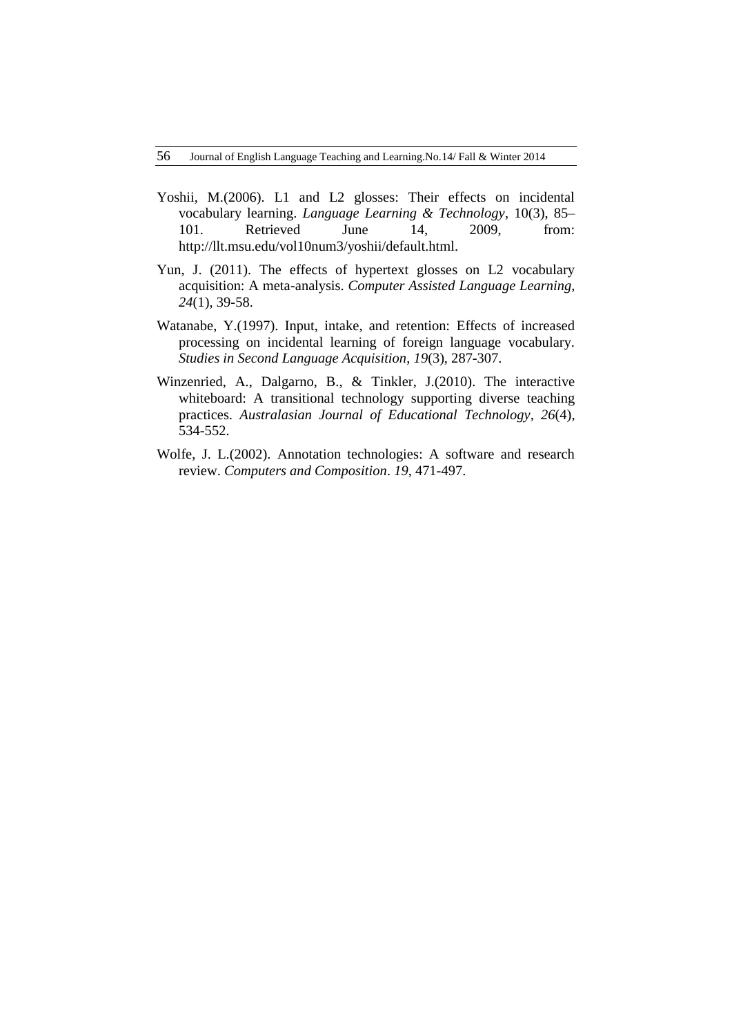Yoshii, M.(2006). L1 and L2 glosses: Their effects on incidental vocabulary learning. *Language Learning & Technology*, 10(3), 85–101. Retrieved June 14, 2009, from: http://llt.msu.edu/vol10num3/yoshii/default.html.

Yun, J. (2011). The effects of hypertext glosses on L2 vocabulary acquisition: A meta-analysis. *Computer Assisted Language Learning*, *24*(1), 39-58.

Watanabe, Y.(1997). Input, intake, and retention: Effects of increased processing on incidental learning of foreign language vocabulary. *Studies in Second Language Acquisition*, *19*(3), 287-307.

Winzenried, A., Dalgarno, B., & Tinkler, J.(2010). The interactive whiteboard: A transitional technology supporting diverse teaching practices. *Australasian Journal of Educational Technology*, *26*(4), 534-552.

Wolfe, J. L.(2002). Annotation technologies: A software and research review. *Computers and Composition*. *19*, 471-497.